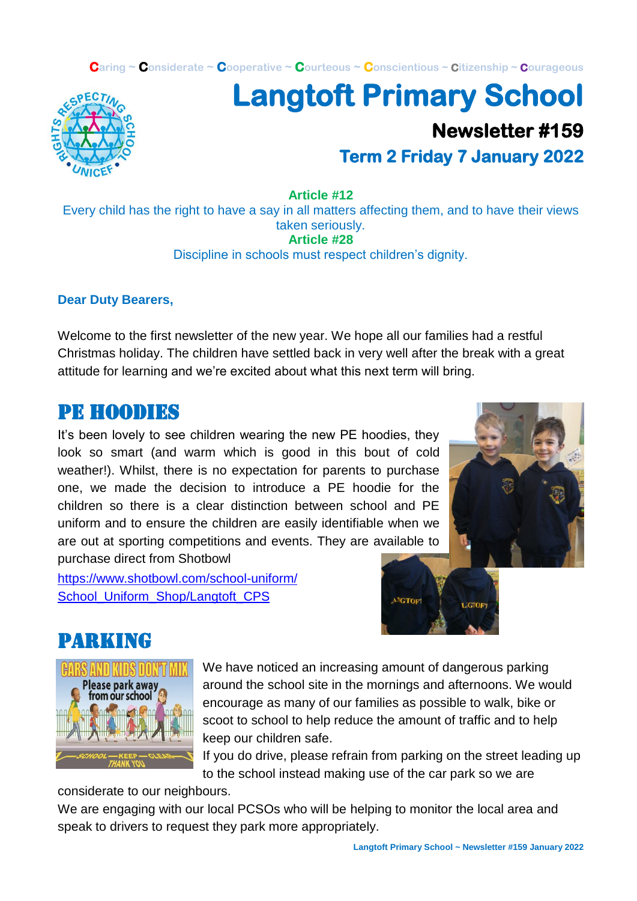Caring ~ Considerate ~ Cooperative ~ Courteous ~ Conscientious ~ Citizenship ~ Courageous

# Langtoft Primary School

## Newsletter #159

## Term 2 Friday 7 January 2022

**Article #12**

Every child has the right to have a say in all matters affecting them, and to have their views taken seriously.

**Article #28**

Discipline in schools must respect children's dignity.

**Dear Duty Bearers,**

Welcome to the first newsletter of the new year. We hope all our families had a restful Christmas holiday. The children have settled back in very well after the break with a great attitude for learning and we're excited about what this next term will bring.

## PE HOODIES

It's been lovely to see children wearing the new PE hoodies, they look so smart (and warm which is good in this bout of cold weather!). Whilst, there is no expectation for parents to purchase one, we made the decision to introduce a PE hoodie for the children so there is a clear distinction between school and PE uniform and to ensure the children are easily identifiable when we are out at sporting competitions and events. They are available to purchase direct from Shotbowl

https://www.shotbowl.com/school-uniform/School_Uniform_Shop/Langtoft_CPS

## PARKING

We have noticed an increasing amount of dangerous parking around the school site in the mornings and afternoons. We would encourage as many of our families as possible to walk, bike or scoot to school to help reduce the amount of traffic and to help keep our children safe.

If you do drive, please refrain from parking on the street leading up to the school instead making use of the car park so we are considerate to our neighbours.

We are engaging with our local PCSOs who will be helping to monitor the local area and speak to drivers to request they park more appropriately.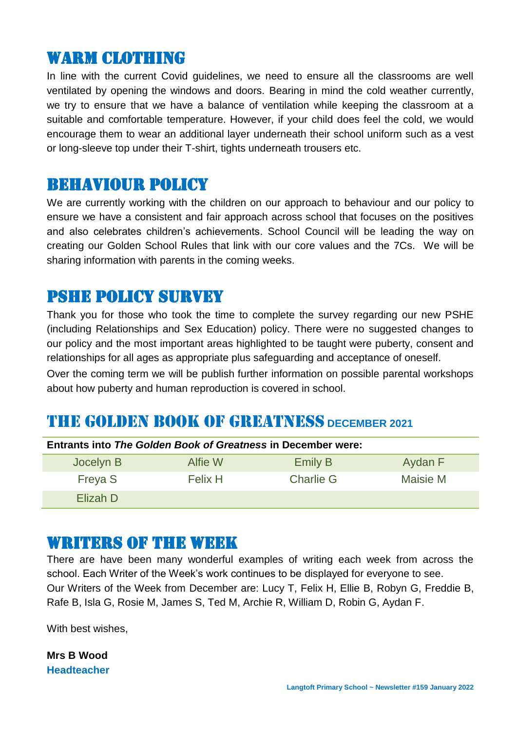## Warm Clothing

In line with the current Covid guidelines, we need to ensure all the classrooms are well ventilated by opening the windows and doors. Bearing in mind the cold weather currently, we try to ensure that we have a balance of ventilation while keeping the classroom at a suitable and comfortable temperature. However, if your child does feel the cold, we would encourage them to wear an additional layer underneath their school uniform such as a vest or long-sleeve top under their T-shirt, tights underneath trousers etc.

## Behaviour Policy

We are currently working with the children on our approach to behaviour and our policy to ensure we have a consistent and fair approach across school that focuses on the positives and also celebrates children's achievements. School Council will be leading the way on creating our Golden School Rules that link with our core values and the 7Cs. We will be sharing information with parents in the coming weeks.

## PSHE Policy Survey

Thank you for those who took the time to complete the survey regarding our new PSHE (including Relationships and Sex Education) policy. There were no suggested changes to our policy and the most important areas highlighted to be taught were puberty, consent and relationships for all ages as appropriate plus safeguarding and acceptance of oneself.

Over the coming term we will be publish further information on possible parental workshops about how puberty and human reproduction is covered in school.

## The Golden Book of Greatness December 2021

| **Entrants into *The Golden Book of Greatness* in December were:** | | | |
|---|---|---|---|
| Jocelyn B | Alfie W | Emily B | Aydan F |
| Freya S | Felix H | Charlie G | Maisie M |
| Elizah D | | | |

## Writers of the Week

There are have been many wonderful examples of writing each week from across the school. Each Writer of the Week's work continues to be displayed for everyone to see.
Our Writers of the Week from December are: Lucy T, Felix H, Ellie B, Robyn G, Freddie B, Rafe B, Isla G, Rosie M, James S, Ted M, Archie R, William D, Robin G, Aydan F.

With best wishes,

**Mrs B Wood**
**Headteacher**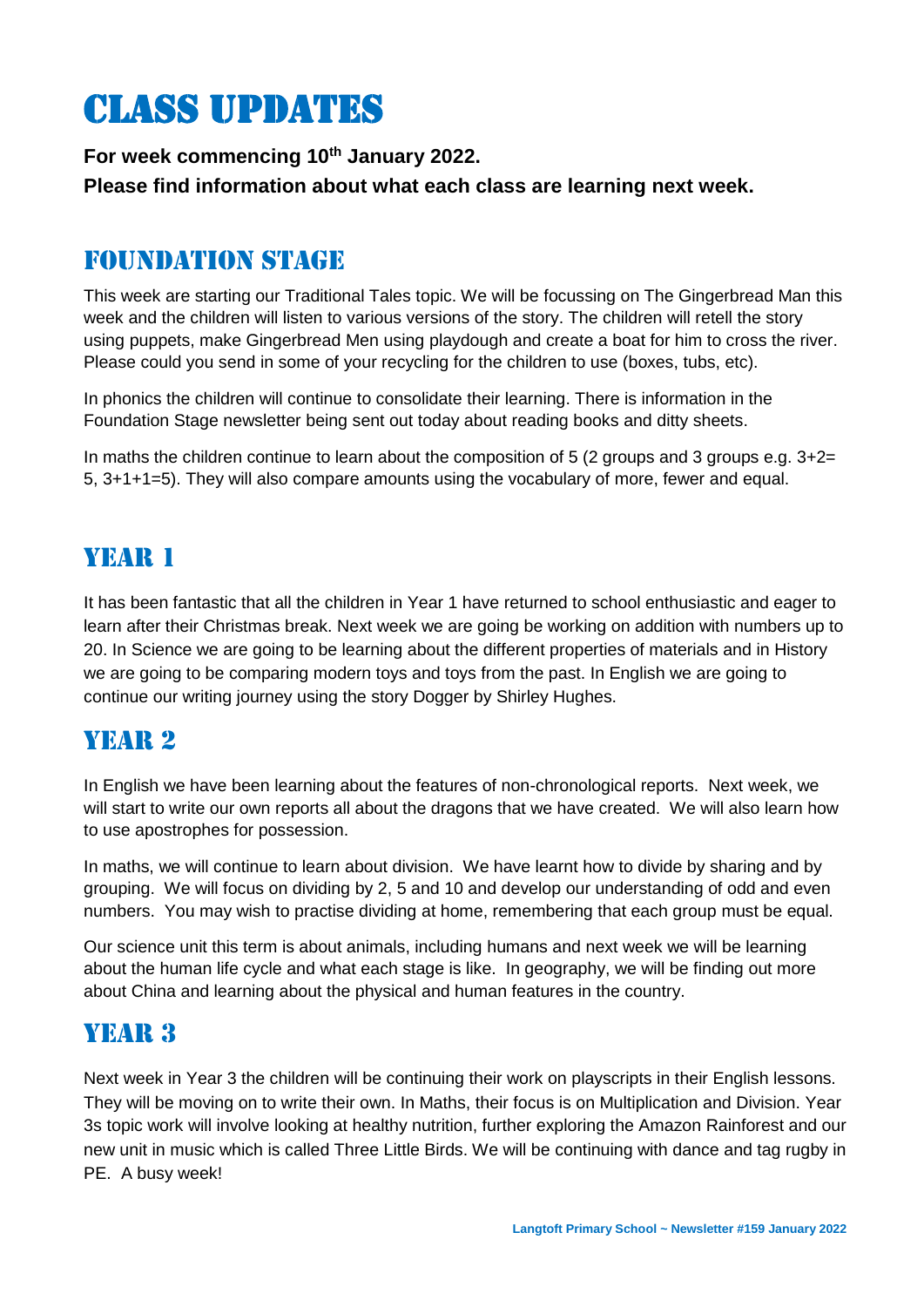# Class Updates

**For week commencing 10th January 2022.**

**Please find information about what each class are learning next week.**

## Foundation Stage

This week are starting our Traditional Tales topic. We will be focussing on The Gingerbread Man this week and the children will listen to various versions of the story. The children will retell the story using puppets, make Gingerbread Men using playdough and create a boat for him to cross the river. Please could you send in some of your recycling for the children to use (boxes, tubs, etc).

In phonics the children will continue to consolidate their learning. There is information in the Foundation Stage newsletter being sent out today about reading books and ditty sheets.

In maths the children continue to learn about the composition of 5 (2 groups and 3 groups e.g. 3+2= 5, 3+1+1=5). They will also compare amounts using the vocabulary of more, fewer and equal.

## Year 1

It has been fantastic that all the children in Year 1 have returned to school enthusiastic and eager to learn after their Christmas break. Next week we are going be working on addition with numbers up to 20. In Science we are going to be learning about the different properties of materials and in History we are going to be comparing modern toys and toys from the past. In English we are going to continue our writing journey using the story Dogger by Shirley Hughes.

## Year 2

In English we have been learning about the features of non-chronological reports. Next week, we will start to write our own reports all about the dragons that we have created. We will also learn how to use apostrophes for possession.

In maths, we will continue to learn about division. We have learnt how to divide by sharing and by grouping. We will focus on dividing by 2, 5 and 10 and develop our understanding of odd and even numbers. You may wish to practise dividing at home, remembering that each group must be equal.

Our science unit this term is about animals, including humans and next week we will be learning about the human life cycle and what each stage is like. In geography, we will be finding out more about China and learning about the physical and human features in the country.

## Year 3

Next week in Year 3 the children will be continuing their work on playscripts in their English lessons. They will be moving on to write their own. In Maths, their focus is on Multiplication and Division. Year 3s topic work will involve looking at healthy nutrition, further exploring the Amazon Rainforest and our new unit in music which is called Three Little Birds. We will be continuing with dance and tag rugby in PE. A busy week!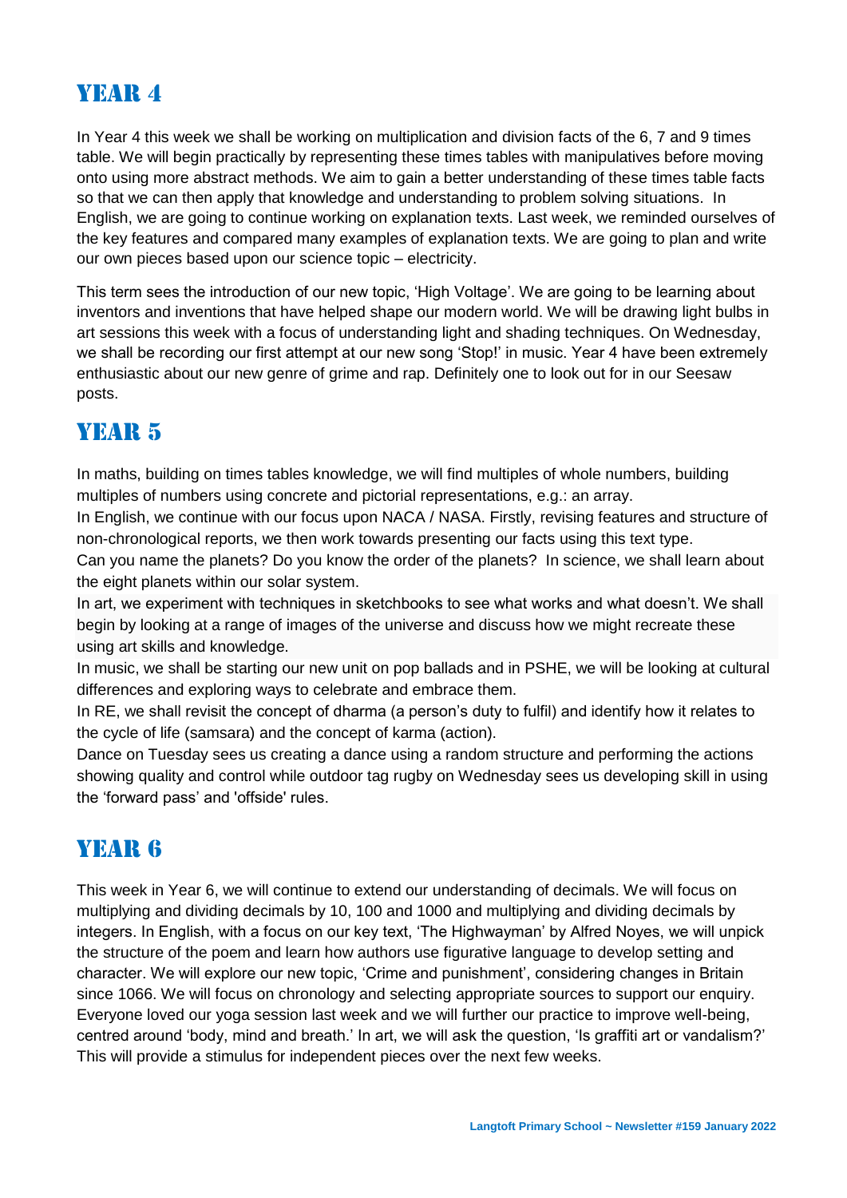# YEAR 4

In Year 4 this week we shall be working on multiplication and division facts of the 6, 7 and 9 times table. We will begin practically by representing these times tables with manipulatives before moving onto using more abstract methods. We aim to gain a better understanding of these times table facts so that we can then apply that knowledge and understanding to problem solving situations. In English, we are going to continue working on explanation texts. Last week, we reminded ourselves of the key features and compared many examples of explanation texts. We are going to plan and write our own pieces based upon our science topic – electricity.

This term sees the introduction of our new topic, 'High Voltage'. We are going to be learning about inventors and inventions that have helped shape our modern world. We will be drawing light bulbs in art sessions this week with a focus of understanding light and shading techniques. On Wednesday, we shall be recording our first attempt at our new song 'Stop!' in music. Year 4 have been extremely enthusiastic about our new genre of grime and rap. Definitely one to look out for in our Seesaw posts.

# YEAR 5

In maths, building on times tables knowledge, we will find multiples of whole numbers, building multiples of numbers using concrete and pictorial representations, e.g.: an array.

In English, we continue with our focus upon NACA / NASA. Firstly, revising features and structure of non-chronological reports, we then work towards presenting our facts using this text type.

Can you name the planets? Do you know the order of the planets? In science, we shall learn about the eight planets within our solar system.

In art, we experiment with techniques in sketchbooks to see what works and what doesn't. We shall begin by looking at a range of images of the universe and discuss how we might recreate these using art skills and knowledge.

In music, we shall be starting our new unit on pop ballads and in PSHE, we will be looking at cultural differences and exploring ways to celebrate and embrace them.

In RE, we shall revisit the concept of dharma (a person's duty to fulfil) and identify how it relates to the cycle of life (samsara) and the concept of karma (action).

Dance on Tuesday sees us creating a dance using a random structure and performing the actions showing quality and control while outdoor tag rugby on Wednesday sees us developing skill in using the 'forward pass' and 'offside' rules.

# YEAR 6

This week in Year 6, we will continue to extend our understanding of decimals. We will focus on multiplying and dividing decimals by 10, 100 and 1000 and multiplying and dividing decimals by integers. In English, with a focus on our key text, 'The Highwayman' by Alfred Noyes, we will unpick the structure of the poem and learn how authors use figurative language to develop setting and character. We will explore our new topic, 'Crime and punishment', considering changes in Britain since 1066. We will focus on chronology and selecting appropriate sources to support our enquiry. Everyone loved our yoga session last week and we will further our practice to improve well-being, centred around 'body, mind and breath.' In art, we will ask the question, 'Is graffiti art or vandalism?' This will provide a stimulus for independent pieces over the next few weeks.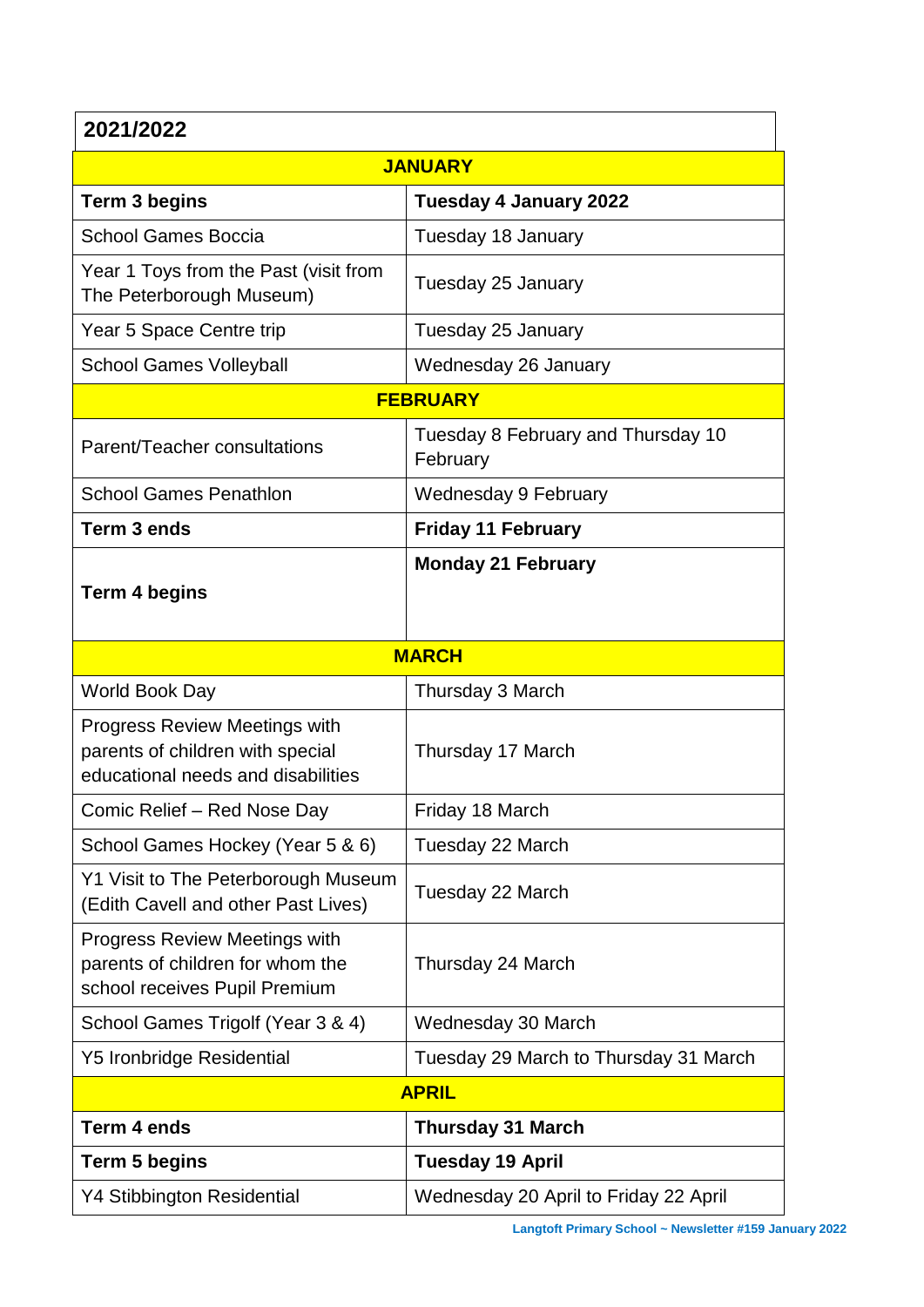| 2021/2022 | |
|---|---|
| **JANUARY** | |
| **Term 3 begins** | **Tuesday 4 January 2022** |
| School Games Boccia | Tuesday 18 January |
| Year 1 Toys from the Past (visit from The Peterborough Museum) | Tuesday 25 January |
| Year 5 Space Centre trip | Tuesday 25 January |
| School Games Volleyball | Wednesday 26 January |
| **FEBRUARY** | |
| Parent/Teacher consultations | Tuesday 8 February and Thursday 10 February |
| School Games Penathlon | Wednesday 9 February |
| **Term 3 ends** | **Friday 11 February** |
| **Term 4 begins** | **Monday 21 February** |
| **MARCH** | |
| World Book Day | Thursday 3 March |
| Progress Review Meetings with parents of children with special educational needs and disabilities | Thursday 17 March |
| Comic Relief – Red Nose Day | Friday 18 March |
| School Games Hockey (Year 5 & 6) | Tuesday 22 March |
| Y1 Visit to The Peterborough Museum (Edith Cavell and other Past Lives) | Tuesday 22 March |
| Progress Review Meetings with parents of children for whom the school receives Pupil Premium | Thursday 24 March |
| School Games Trigolf (Year 3 & 4) | Wednesday 30 March |
| Y5 Ironbridge Residential | Tuesday 29 March to Thursday 31 March |
| **APRIL** | |
| **Term 4 ends** | **Thursday 31 March** |
| **Term 5 begins** | **Tuesday 19 April** |
| Y4 Stibbington Residential | Wednesday 20 April to Friday 22 April |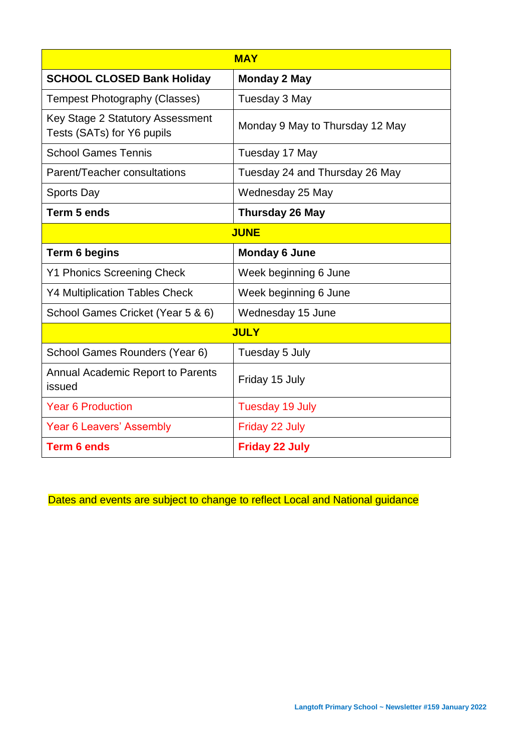| | |
|---|---|
| **MAY** | |
| **SCHOOL CLOSED Bank Holiday** | **Monday 2 May** |
| Tempest Photography (Classes) | Tuesday 3 May |
| Key Stage 2 Statutory Assessment Tests (SATs) for Y6 pupils | Monday 9 May to Thursday 12 May |
| School Games Tennis | Tuesday 17 May |
| Parent/Teacher consultations | Tuesday 24 and Thursday 26 May |
| Sports Day | Wednesday 25 May |
| **Term 5 ends** | **Thursday 26 May** |
| **JUNE** | |
| **Term 6 begins** | **Monday 6 June** |
| Y1 Phonics Screening Check | Week beginning 6 June |
| Y4 Multiplication Tables Check | Week beginning 6 June |
| School Games Cricket (Year 5 & 6) | Wednesday 15 June |
| **JULY** | |
| School Games Rounders (Year 6) | Tuesday 5 July |
| Annual Academic Report to Parents issued | Friday 15 July |
| Year 6 Production | Tuesday 19 July |
| Year 6 Leavers' Assembly | Friday 22 July |
| **Term 6 ends** | **Friday 22 July** |

Dates and events are subject to change to reflect Local and National guidance